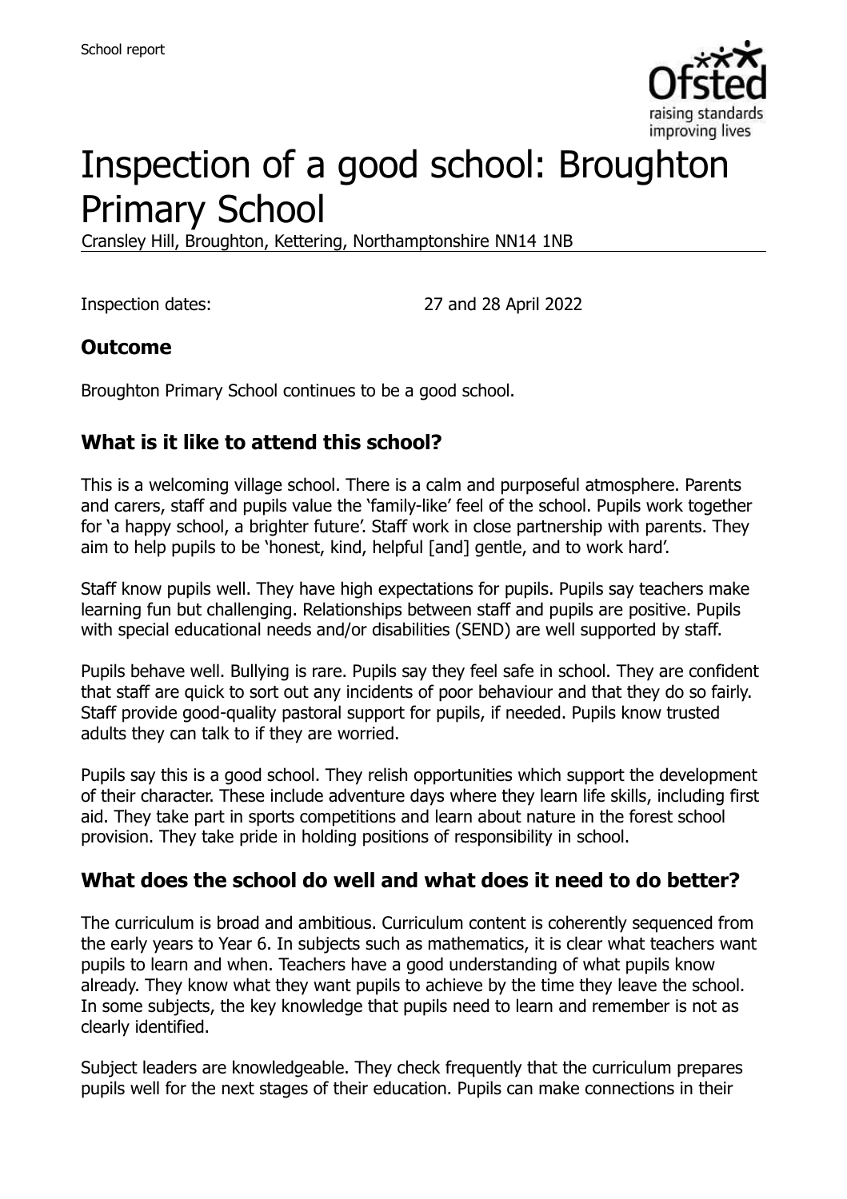# Inspection of a good school: Broughton Primary School

Cransley Hill, Broughton, Kettering, Northamptonshire NN14 1NB

Inspection dates: 27 and 28 April 2022

## Outcome

Broughton Primary School continues to be a good school.

## What is it like to attend this school?

This is a welcoming village school. There is a calm and purposeful atmosphere. Parents and carers, staff and pupils value the 'family-like' feel of the school. Pupils work together for 'a happy school, a brighter future'. Staff work in close partnership with parents. They aim to help pupils to be 'honest, kind, helpful [and] gentle, and to work hard'.

Staff know pupils well. They have high expectations for pupils. Pupils say teachers make learning fun but challenging. Relationships between staff and pupils are positive. Pupils with special educational needs and/or disabilities (SEND) are well supported by staff.

Pupils behave well. Bullying is rare. Pupils say they feel safe in school. They are confident that staff are quick to sort out any incidents of poor behaviour and that they do so fairly. Staff provide good-quality pastoral support for pupils, if needed. Pupils know trusted adults they can talk to if they are worried.

Pupils say this is a good school. They relish opportunities which support the development of their character. These include adventure days where they learn life skills, including first aid. They take part in sports competitions and learn about nature in the forest school provision. They take pride in holding positions of responsibility in school.

## What does the school do well and what does it need to do better?

The curriculum is broad and ambitious. Curriculum content is coherently sequenced from the early years to Year 6. In subjects such as mathematics, it is clear what teachers want pupils to learn and when. Teachers have a good understanding of what pupils know already. They know what they want pupils to achieve by the time they leave the school. In some subjects, the key knowledge that pupils need to learn and remember is not as clearly identified.

Subject leaders are knowledgeable. They check frequently that the curriculum prepares pupils well for the next stages of their education. Pupils can make connections in their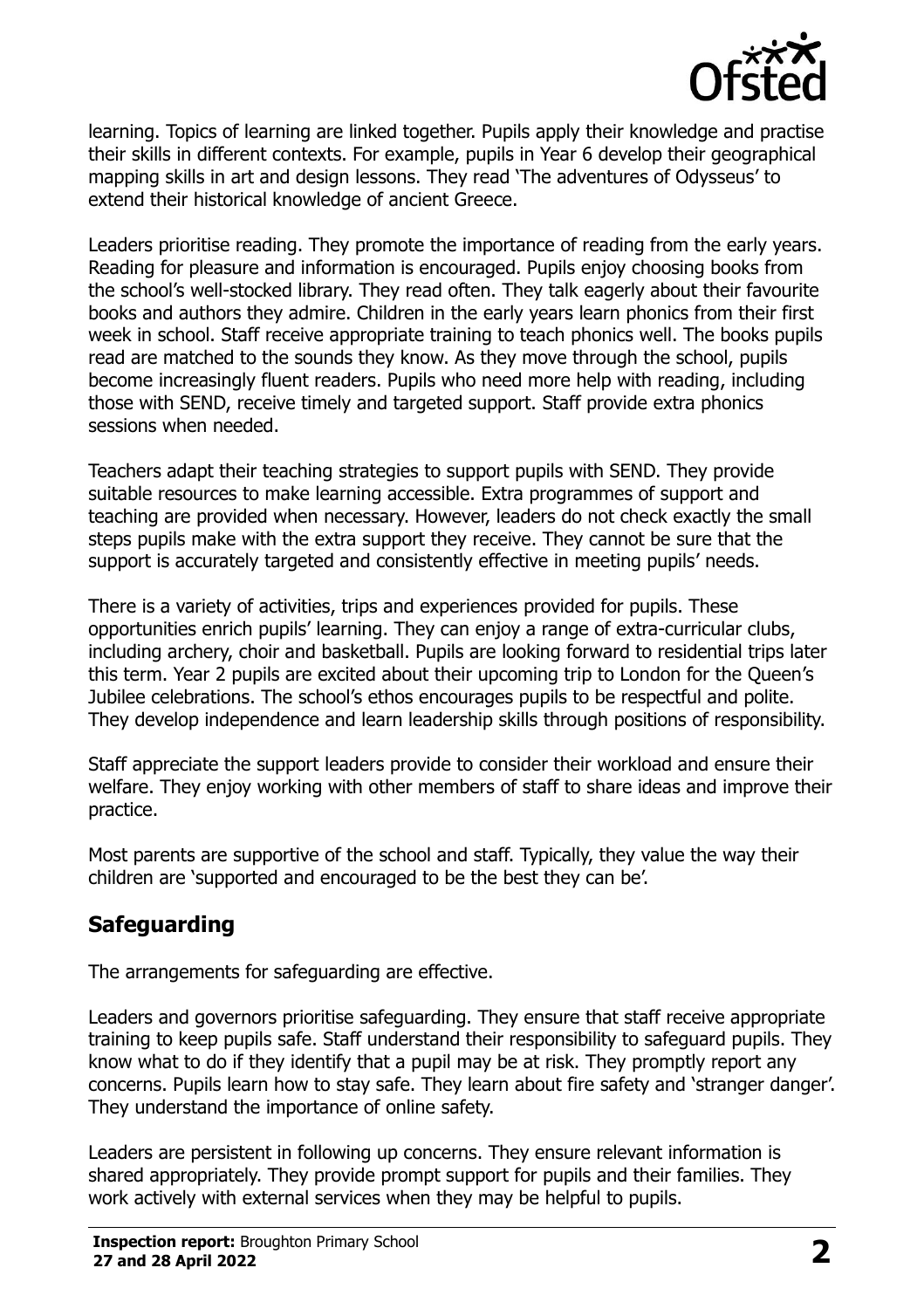learning. Topics of learning are linked together. Pupils apply their knowledge and practise their skills in different contexts. For example, pupils in Year 6 develop their geographical mapping skills in art and design lessons. They read 'The adventures of Odysseus' to extend their historical knowledge of ancient Greece.

Leaders prioritise reading. They promote the importance of reading from the early years. Reading for pleasure and information is encouraged. Pupils enjoy choosing books from the school's well-stocked library. They read often. They talk eagerly about their favourite books and authors they admire. Children in the early years learn phonics from their first week in school. Staff receive appropriate training to teach phonics well. The books pupils read are matched to the sounds they know. As they move through the school, pupils become increasingly fluent readers. Pupils who need more help with reading, including those with SEND, receive timely and targeted support. Staff provide extra phonics sessions when needed.

Teachers adapt their teaching strategies to support pupils with SEND. They provide suitable resources to make learning accessible. Extra programmes of support and teaching are provided when necessary. However, leaders do not check exactly the small steps pupils make with the extra support they receive. They cannot be sure that the support is accurately targeted and consistently effective in meeting pupils' needs.

There is a variety of activities, trips and experiences provided for pupils. These opportunities enrich pupils' learning. They can enjoy a range of extra-curricular clubs, including archery, choir and basketball. Pupils are looking forward to residential trips later this term. Year 2 pupils are excited about their upcoming trip to London for the Queen's Jubilee celebrations. The school's ethos encourages pupils to be respectful and polite. They develop independence and learn leadership skills through positions of responsibility.

Staff appreciate the support leaders provide to consider their workload and ensure their welfare. They enjoy working with other members of staff to share ideas and improve their practice.

Most parents are supportive of the school and staff. Typically, they value the way their children are 'supported and encouraged to be the best they can be'.

## Safeguarding

The arrangements for safeguarding are effective.

Leaders and governors prioritise safeguarding. They ensure that staff receive appropriate training to keep pupils safe. Staff understand their responsibility to safeguard pupils. They know what to do if they identify that a pupil may be at risk. They promptly report any concerns. Pupils learn how to stay safe. They learn about fire safety and 'stranger danger'. They understand the importance of online safety.

Leaders are persistent in following up concerns. They ensure relevant information is shared appropriately. They provide prompt support for pupils and their families. They work actively with external services when they may be helpful to pupils.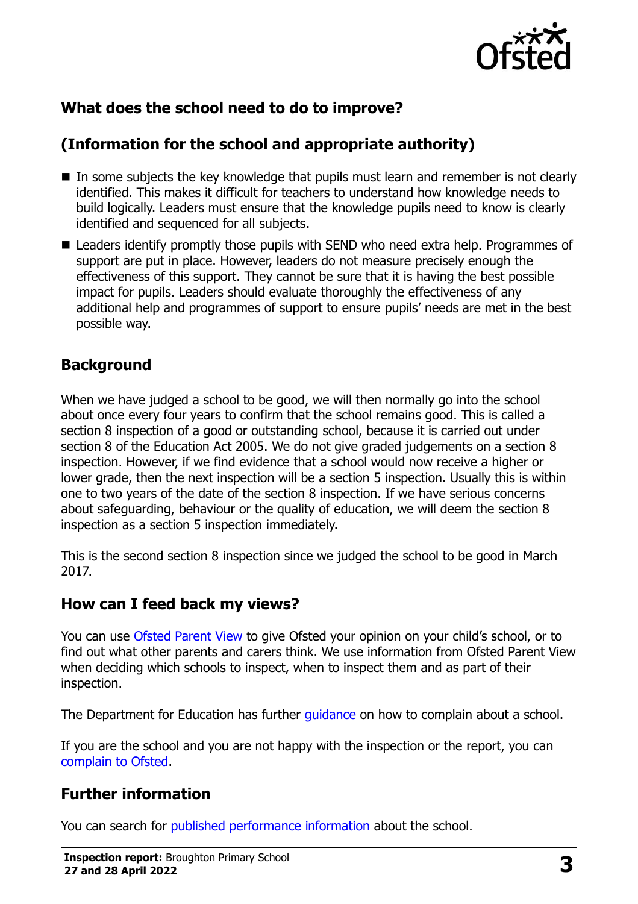## What does the school need to do to improve?

## (Information for the school and appropriate authority)

- In some subjects the key knowledge that pupils must learn and remember is not clearly identified. This makes it difficult for teachers to understand how knowledge needs to build logically. Leaders must ensure that the knowledge pupils need to know is clearly identified and sequenced for all subjects.
- Leaders identify promptly those pupils with SEND who need extra help. Programmes of support are put in place. However, leaders do not measure precisely enough the effectiveness of this support. They cannot be sure that it is having the best possible impact for pupils. Leaders should evaluate thoroughly the effectiveness of any additional help and programmes of support to ensure pupils' needs are met in the best possible way.

## Background

When we have judged a school to be good, we will then normally go into the school about once every four years to confirm that the school remains good. This is called a section 8 inspection of a good or outstanding school, because it is carried out under section 8 of the Education Act 2005. We do not give graded judgements on a section 8 inspection. However, if we find evidence that a school would now receive a higher or lower grade, then the next inspection will be a section 5 inspection. Usually this is within one to two years of the date of the section 8 inspection. If we have serious concerns about safeguarding, behaviour or the quality of education, we will deem the section 8 inspection as a section 5 inspection immediately.

This is the second section 8 inspection since we judged the school to be good in March 2017.

## How can I feed back my views?

You can use Ofsted Parent View to give Ofsted your opinion on your child's school, or to find out what other parents and carers think. We use information from Ofsted Parent View when deciding which schools to inspect, when to inspect them and as part of their inspection.

The Department for Education has further guidance on how to complain about a school.

If you are the school and you are not happy with the inspection or the report, you can complain to Ofsted.

## Further information

You can search for published performance information about the school.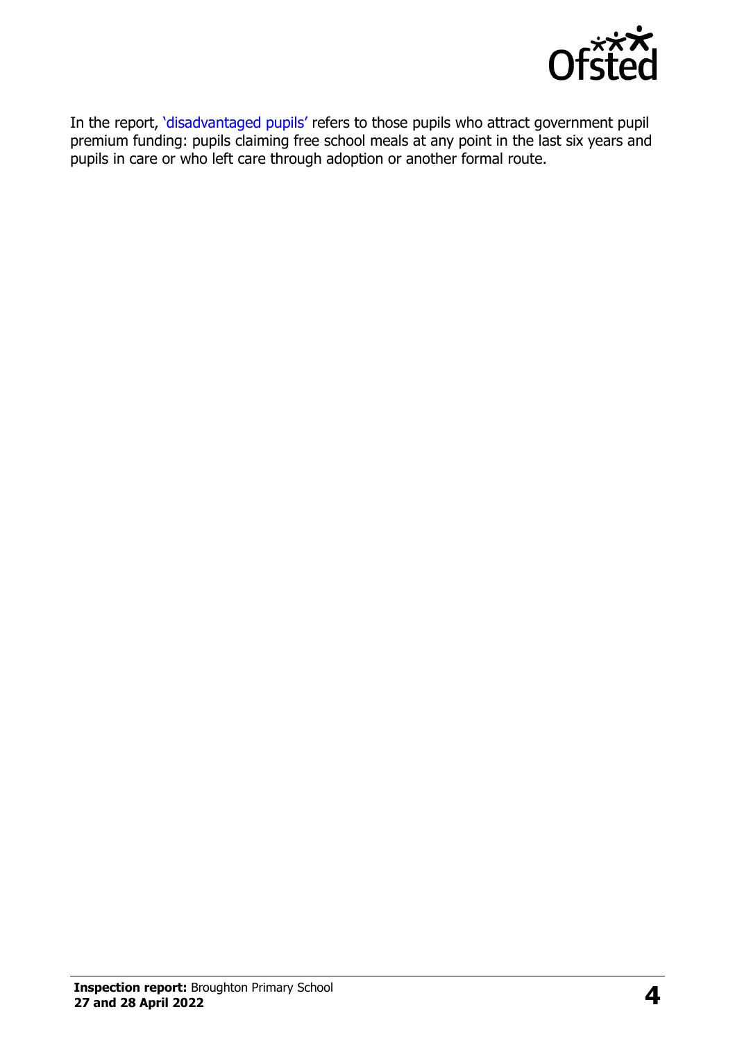In the report, 'disadvantaged pupils' refers to those pupils who attract government pupil premium funding: pupils claiming free school meals at any point in the last six years and pupils in care or who left care through adoption or another formal route.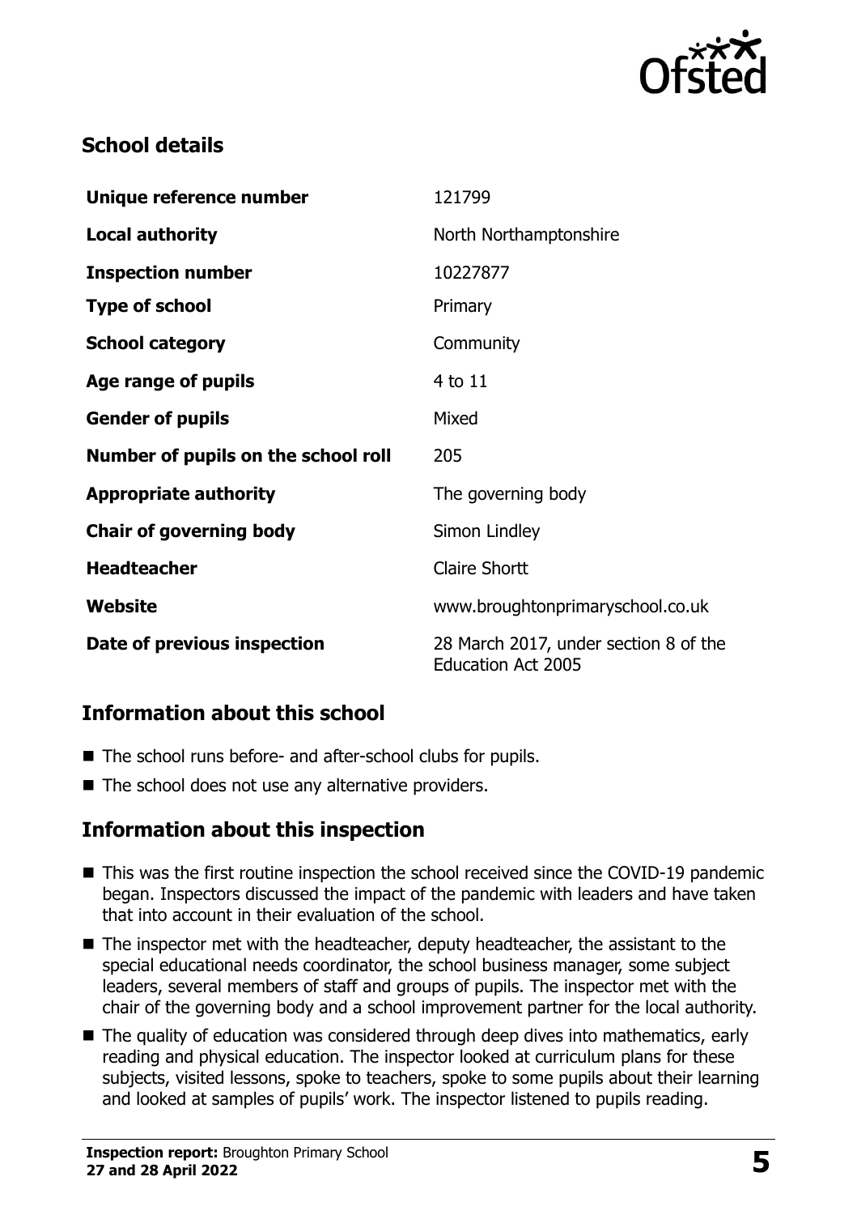## School details

| | |
|---|---|
| **Unique reference number** | 121799 |
| **Local authority** | North Northamptonshire |
| **Inspection number** | 10227877 |
| **Type of school** | Primary |
| **School category** | Community |
| **Age range of pupils** | 4 to 11 |
| **Gender of pupils** | Mixed |
| **Number of pupils on the school roll** | 205 |
| **Appropriate authority** | The governing body |
| **Chair of governing body** | Simon Lindley |
| **Headteacher** | Claire Shortt |
| **Website** | www.broughtonprimaryschool.co.uk |
| **Date of previous inspection** | 28 March 2017, under section 8 of the Education Act 2005 |

## Information about this school

- The school runs before- and after-school clubs for pupils.
- The school does not use any alternative providers.

## Information about this inspection

- This was the first routine inspection the school received since the COVID-19 pandemic began. Inspectors discussed the impact of the pandemic with leaders and have taken that into account in their evaluation of the school.
- The inspector met with the headteacher, deputy headteacher, the assistant to the special educational needs coordinator, the school business manager, some subject leaders, several members of staff and groups of pupils. The inspector met with the chair of the governing body and a school improvement partner for the local authority.
- The quality of education was considered through deep dives into mathematics, early reading and physical education. The inspector looked at curriculum plans for these subjects, visited lessons, spoke to teachers, spoke to some pupils about their learning and looked at samples of pupils' work. The inspector listened to pupils reading.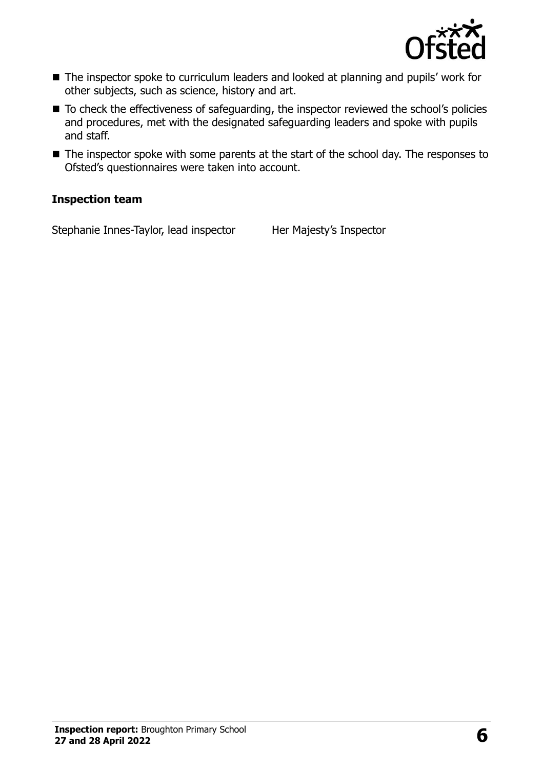- The inspector spoke to curriculum leaders and looked at planning and pupils' work for other subjects, such as science, history and art.
- To check the effectiveness of safeguarding, the inspector reviewed the school's policies and procedures, met with the designated safeguarding leaders and spoke with pupils and staff.
- The inspector spoke with some parents at the start of the school day. The responses to Ofsted's questionnaires were taken into account.

### Inspection team

| | |
|---|---|
| Stephanie Innes-Taylor, lead inspector | Her Majesty's Inspector |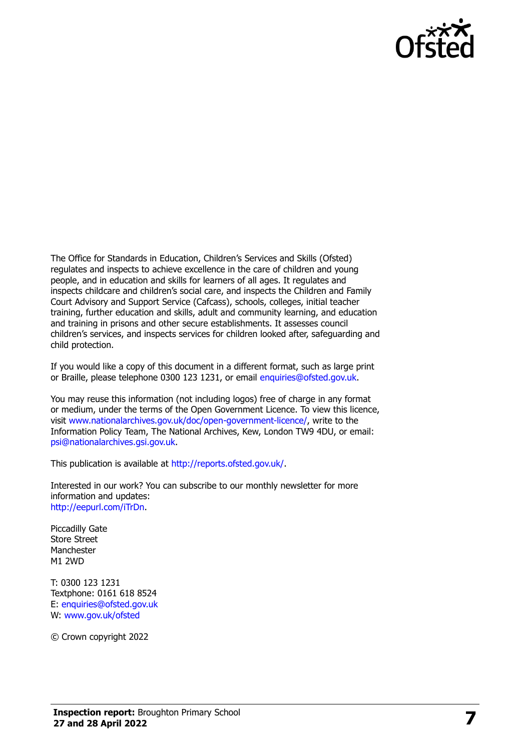The Office for Standards in Education, Children's Services and Skills (Ofsted) regulates and inspects to achieve excellence in the care of children and young people, and in education and skills for learners of all ages. It regulates and inspects childcare and children's social care, and inspects the Children and Family Court Advisory and Support Service (Cafcass), schools, colleges, initial teacher training, further education and skills, adult and community learning, and education and training in prisons and other secure establishments. It assesses council children's services, and inspects services for children looked after, safeguarding and child protection.

If you would like a copy of this document in a different format, such as large print or Braille, please telephone 0300 123 1231, or email enquiries@ofsted.gov.uk.

You may reuse this information (not including logos) free of charge in any format or medium, under the terms of the Open Government Licence. To view this licence, visit www.nationalarchives.gov.uk/doc/open-government-licence/, write to the Information Policy Team, The National Archives, Kew, London TW9 4DU, or email: psi@nationalarchives.gsi.gov.uk.

This publication is available at http://reports.ofsted.gov.uk/.

Interested in our work? You can subscribe to our monthly newsletter for more information and updates: http://eepurl.com/iTrDn.

Piccadilly Gate
Store Street
Manchester
M1 2WD

T: 0300 123 1231
Textphone: 0161 618 8524
E: enquiries@ofsted.gov.uk
W: www.gov.uk/ofsted

© Crown copyright 2022